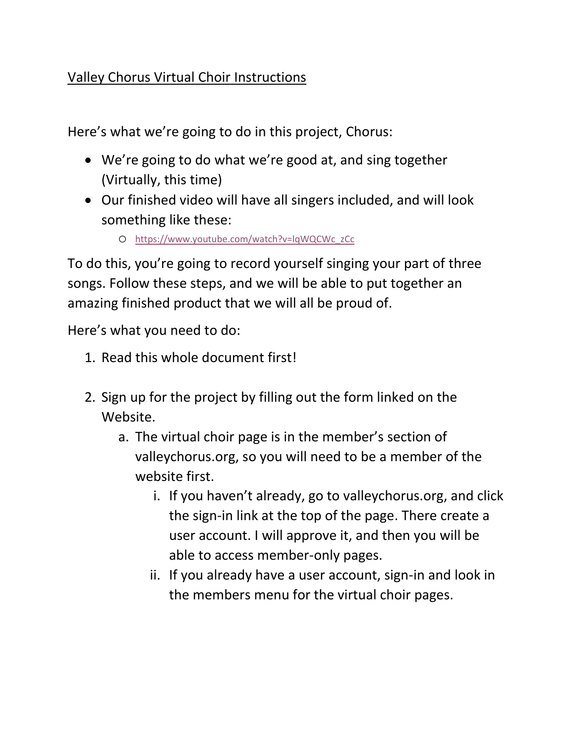# Valley Chorus Virtual Choir Instructions

Here's what we're going to do in this project, Chorus:

- We're going to do what we're good at, and sing together (Virtually, this time)
- Our finished video will have all singers included, and will look something like these:
  - https://www.youtube.com/watch?v=lqWQCWc_zCc

To do this, you're going to record yourself singing your part of three songs. Follow these steps, and we will be able to put together an amazing finished product that we will all be proud of.

Here's what you need to do:

1. Read this whole document first!

2. Sign up for the project by filling out the form linked on the Website.
   a. The virtual choir page is in the member's section of valleychorus.org, so you will need to be a member of the website first.
      i. If you haven't already, go to valleychorus.org, and click the sign-in link at the top of the page. There create a user account. I will approve it, and then you will be able to access member-only pages.
      ii. If you already have a user account, sign-in and look in the members menu for the virtual choir pages.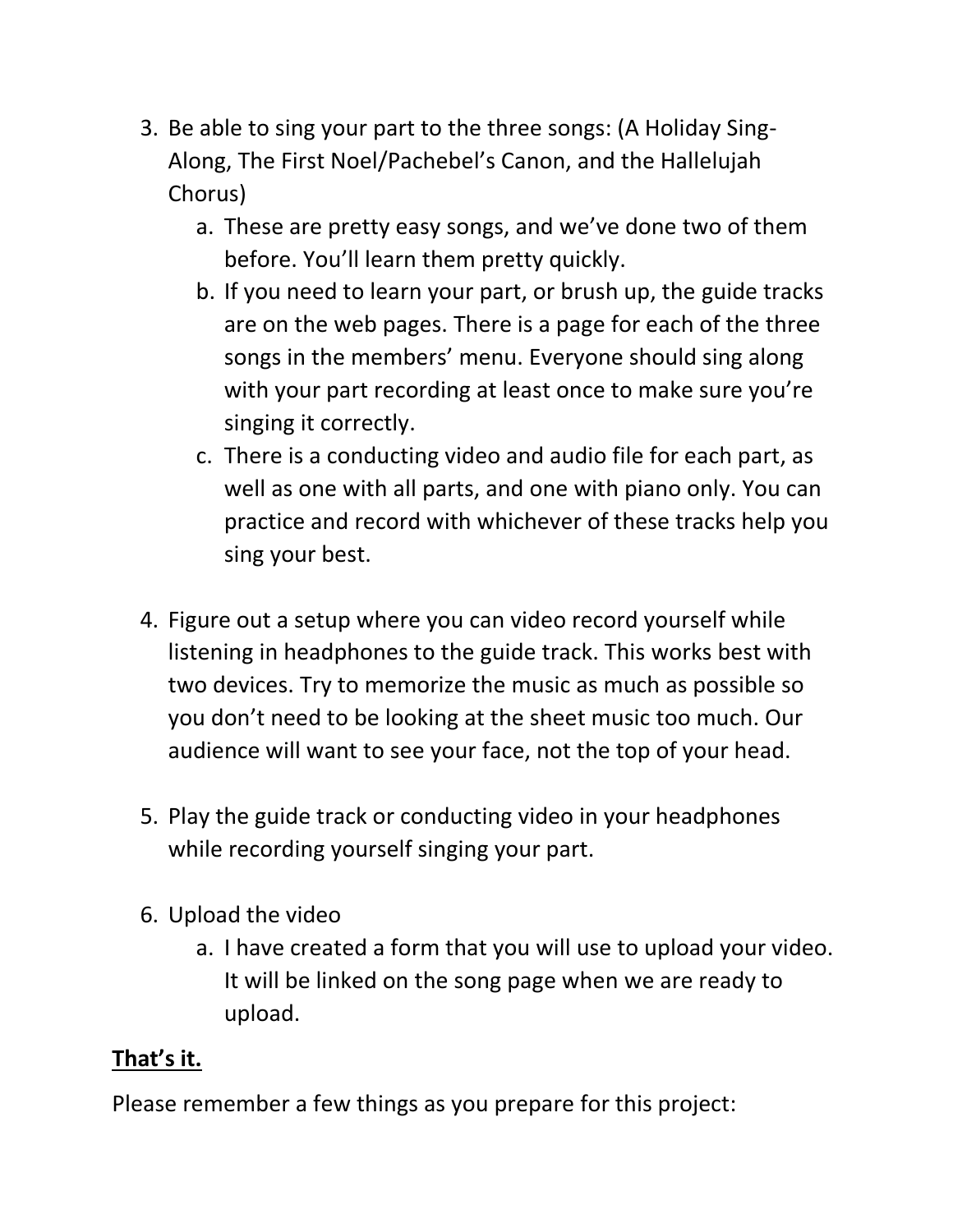3. Be able to sing your part to the three songs: (A Holiday Sing-Along, The First Noel/Pachebel's Canon, and the Hallelujah Chorus)
   a. These are pretty easy songs, and we've done two of them before. You'll learn them pretty quickly.
   b. If you need to learn your part, or brush up, the guide tracks are on the web pages. There is a page for each of the three songs in the members' menu. Everyone should sing along with your part recording at least once to make sure you're singing it correctly.
   c. There is a conducting video and audio file for each part, as well as one with all parts, and one with piano only. You can practice and record with whichever of these tracks help you sing your best.

4. Figure out a setup where you can video record yourself while listening in headphones to the guide track. This works best with two devices. Try to memorize the music as much as possible so you don't need to be looking at the sheet music too much. Our audience will want to see your face, not the top of your head.

5. Play the guide track or conducting video in your headphones while recording yourself singing your part.

6. Upload the video
   a. I have created a form that you will use to upload your video. It will be linked on the song page when we are ready to upload.

<u>**That's it.**</u>

Please remember a few things as you prepare for this project: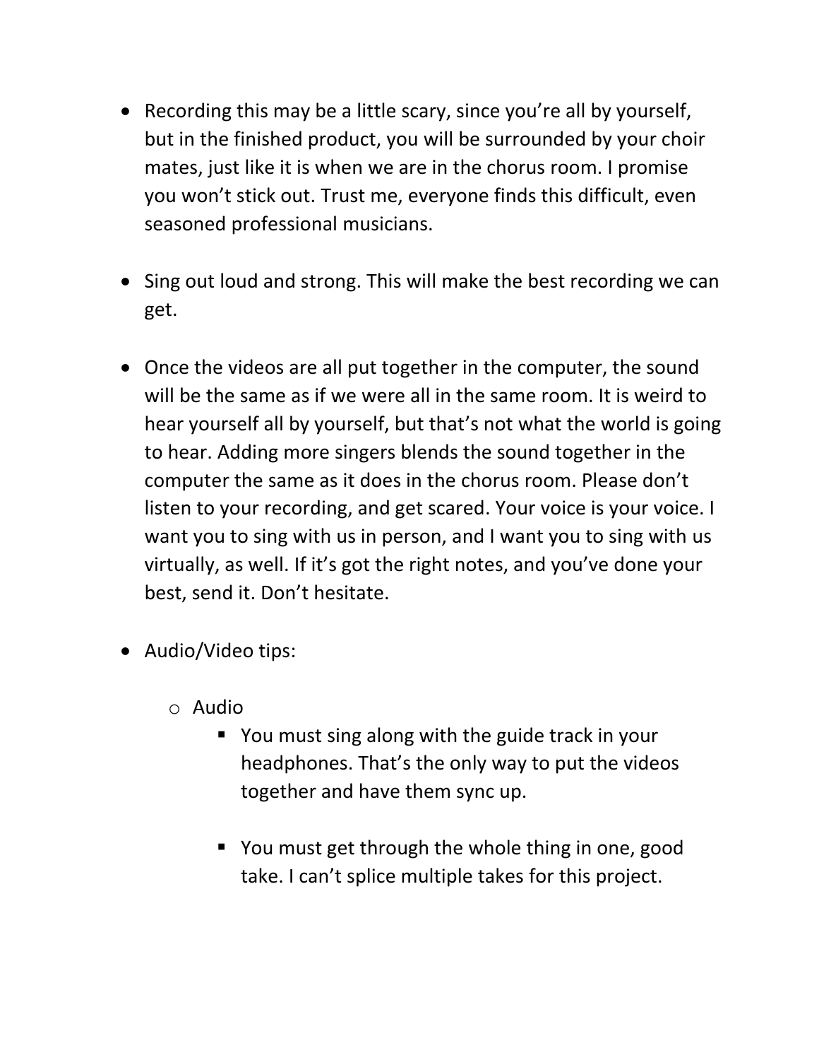- Recording this may be a little scary, since you're all by yourself, but in the finished product, you will be surrounded by your choir mates, just like it is when we are in the chorus room. I promise you won't stick out. Trust me, everyone finds this difficult, even seasoned professional musicians.

- Sing out loud and strong. This will make the best recording we can get.

- Once the videos are all put together in the computer, the sound will be the same as if we were all in the same room. It is weird to hear yourself all by yourself, but that's not what the world is going to hear. Adding more singers blends the sound together in the computer the same as it does in the chorus room. Please don't listen to your recording, and get scared. Your voice is your voice. I want you to sing with us in person, and I want you to sing with us virtually, as well. If it's got the right notes, and you've done your best, send it. Don't hesitate.

- Audio/Video tips:
  - Audio
    - You must sing along with the guide track in your headphones. That's the only way to put the videos together and have them sync up.
    - You must get through the whole thing in one, good take. I can't splice multiple takes for this project.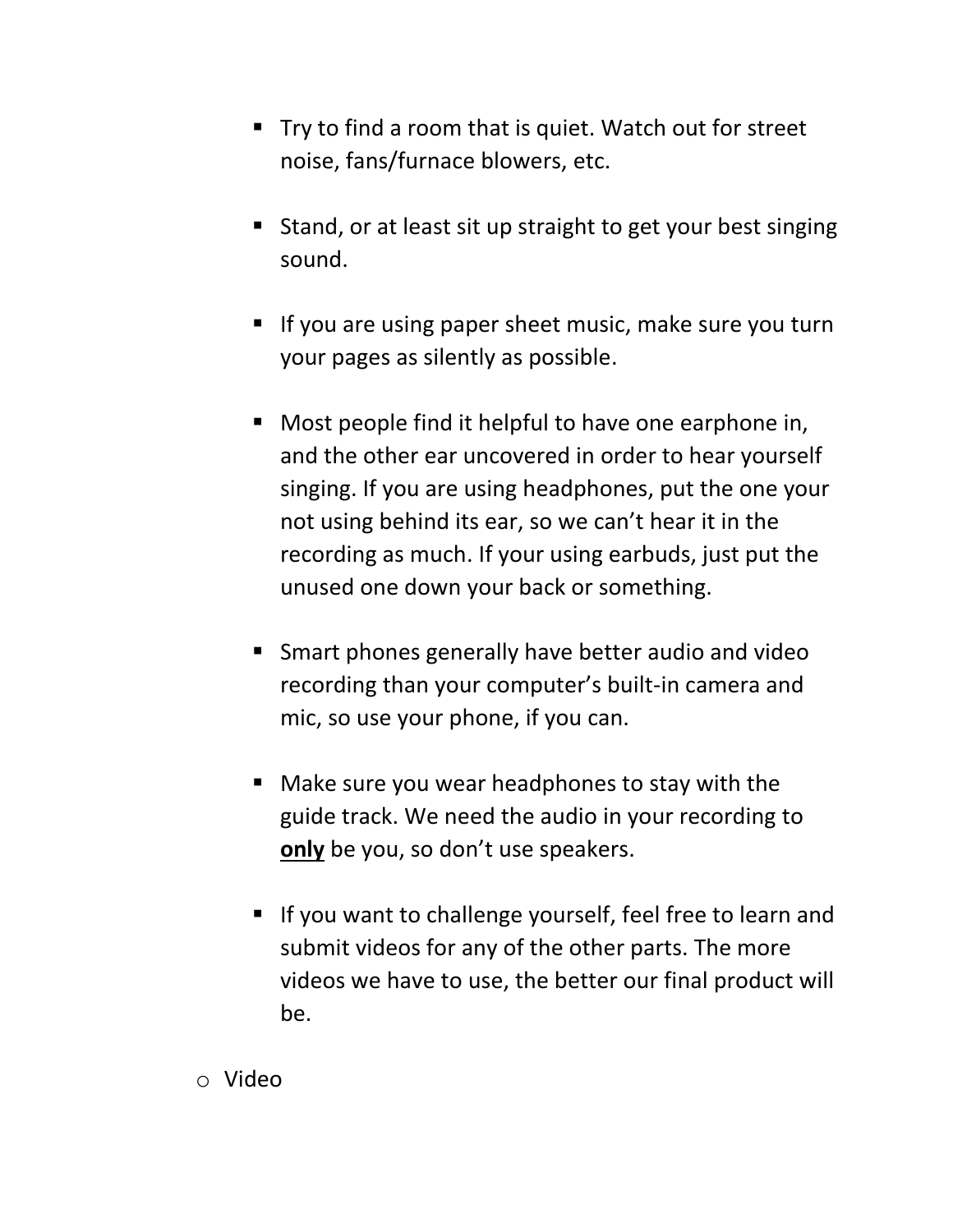- Try to find a room that is quiet. Watch out for street noise, fans/furnace blowers, etc.

    - Stand, or at least sit up straight to get your best singing sound.

    - If you are using paper sheet music, make sure you turn your pages as silently as possible.

    - Most people find it helpful to have one earphone in, and the other ear uncovered in order to hear yourself singing. If you are using headphones, put the one your not using behind its ear, so we can't hear it in the recording as much. If your using earbuds, just put the unused one down your back or something.

    - Smart phones generally have better audio and video recording than your computer's built-in camera and mic, so use your phone, if you can.

    - Make sure you wear headphones to stay with the guide track. We need the audio in your recording to **<u>only</u>** be you, so don't use speakers.

    - If you want to challenge yourself, feel free to learn and submit videos for any of the other parts. The more videos we have to use, the better our final product will be.

  - Video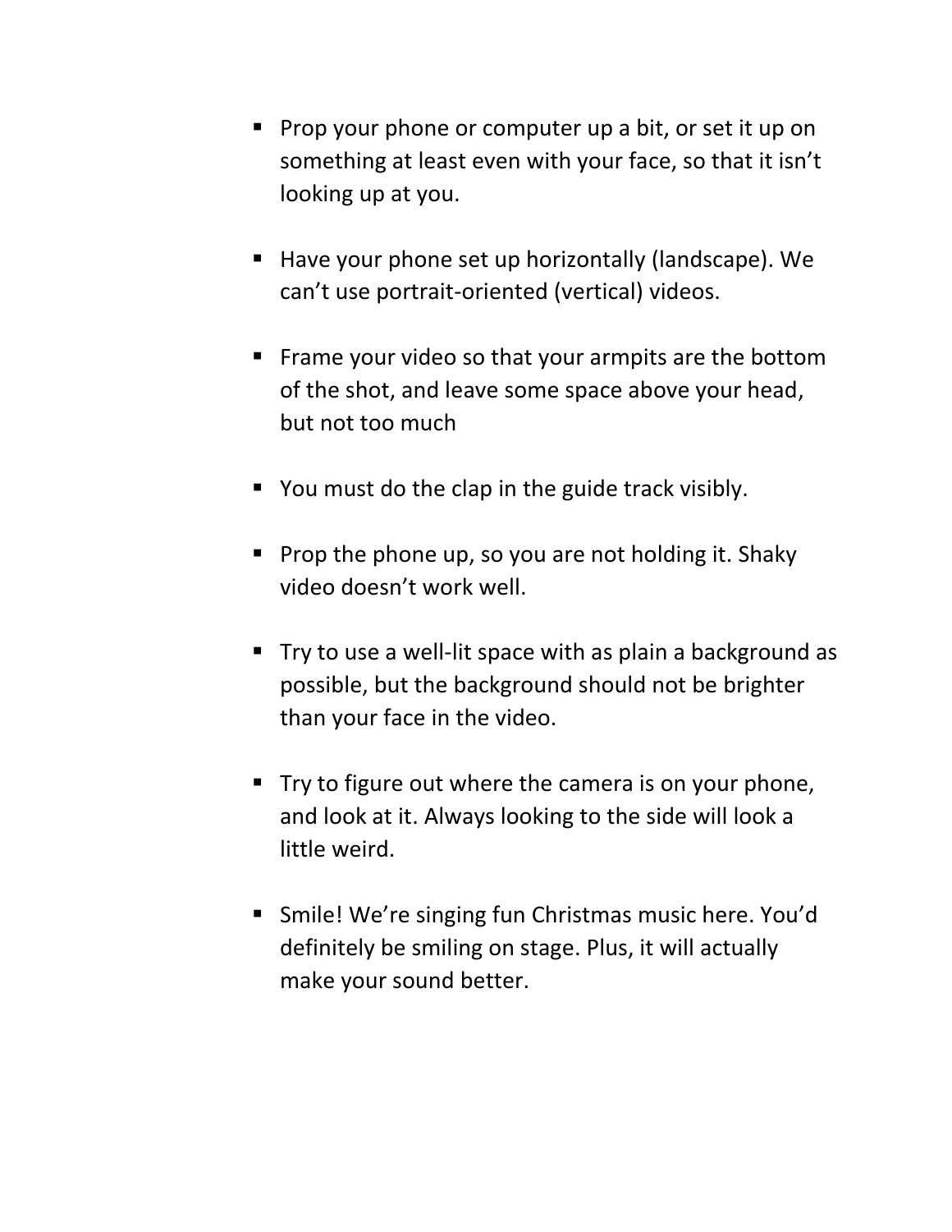- Prop your phone or computer up a bit, or set it up on something at least even with your face, so that it isn’t looking up at you.

- Have your phone set up horizontally (landscape). We can’t use portrait-oriented (vertical) videos.

- Frame your video so that your armpits are the bottom of the shot, and leave some space above your head, but not too much

- You must do the clap in the guide track visibly.

- Prop the phone up, so you are not holding it. Shaky video doesn’t work well.

- Try to use a well-lit space with as plain a background as possible, but the background should not be brighter than your face in the video.

- Try to figure out where the camera is on your phone, and look at it. Always looking to the side will look a little weird.

- Smile! We’re singing fun Christmas music here. You’d definitely be smiling on stage. Plus, it will actually make your sound better.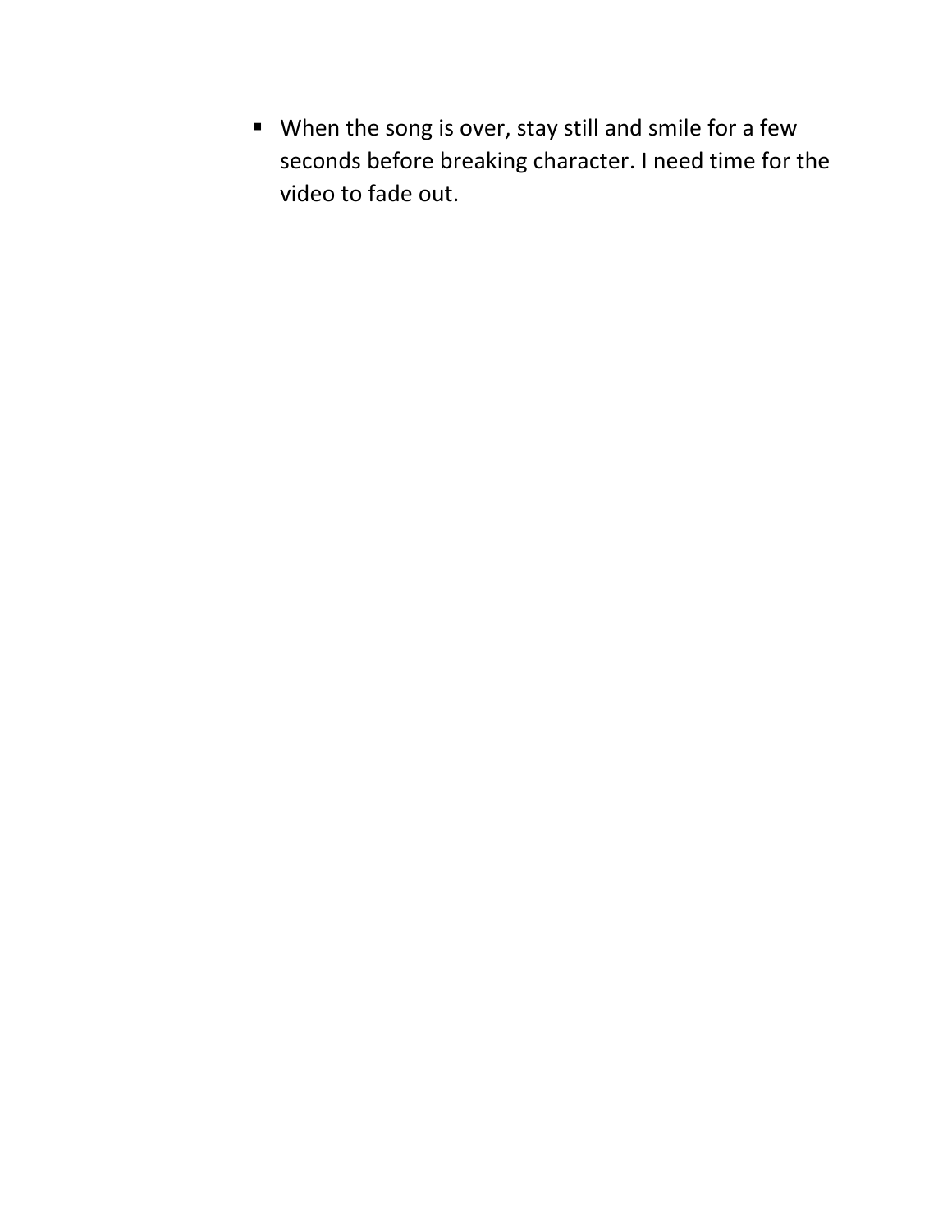- When the song is over, stay still and smile for a few seconds before breaking character. I need time for the video to fade out.